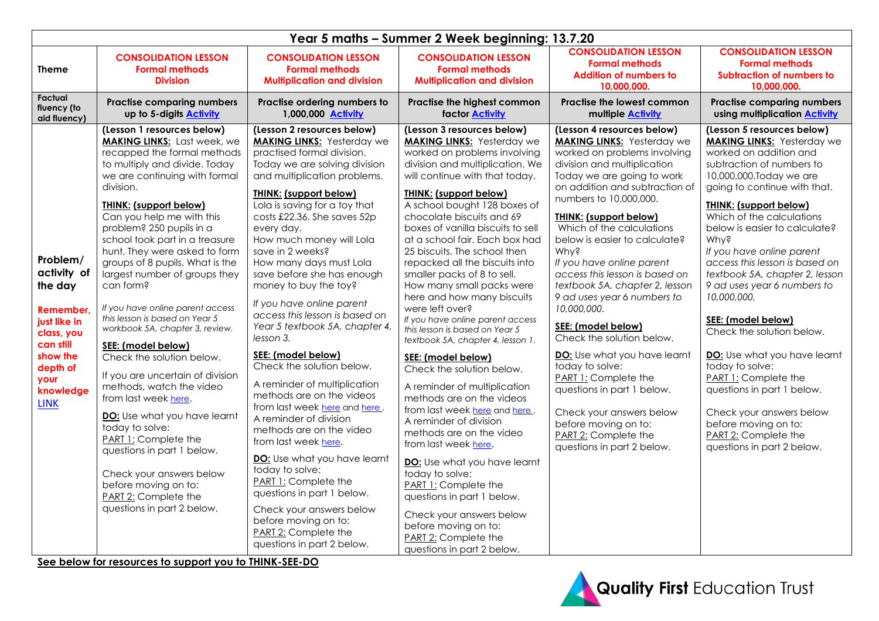| Year 5 maths – Summer 2 Week beginning: 13.7.20 | | | | | |
|---|---|---|---|---|---|
| **Theme** | **CONSOLIDATION LESSON** **Formal methods** **Division** | **CONSOLIDATION LESSON** **Formal methods** **Multiplication and division** | **CONSOLIDATION LESSON** **Formal methods** **Multiplication and division** | **CONSOLIDATION LESSON** **Formal methods** **Addition of numbers to 10,000,000.** | **CONSOLIDATION LESSON** **Formal methods** **Subtraction of numbers to 10,000,000.** |
| **Factual fluency (to aid fluency)** | **Practise comparing numbers up to 5-digits Activity** | **Practise ordering numbers to 1,000,000 Activity** | **Practise the highest common factor Activity** | **Practise the lowest common multiple Activity** | **Practise comparing numbers using multiplication Activity** |
| **Problem/ activity of the day** <br><br> **Remember, just like in class, you can still show the depth of your knowledge LINK** | **(Lesson 1 resources below)** <br> **MAKING LINKS:** Last week, we recapped the formal methods to multiply and divide. Today we are continuing with formal division. <br><br> **THINK: (support below)** <br> Can you help me with this problem? 250 pupils in a school took part in a treasure hunt. They were asked to form groups of 8 pupils. What is the largest number of groups they can form? <br><br> *If you have online parent access this lesson is based on Year 5 workbook 5A, chapter 3, review.* <br><br> **SEE: (model below)** <br> Check the solution below. <br><br> If you are uncertain of division methods, watch the video from last week here. <br><br> **DO:** Use what you have learnt today to solve: <br> PART 1: Complete the questions in part 1 below. <br><br> Check your answers below before moving on to: <br> PART 2: Complete the questions in part 2 below. | **(Lesson 2 resources below)** <br> **MAKING LINKS:** Yesterday we practised formal division. Today we are solving division and multiplication problems. <br><br> **THINK: (support below)** <br> Lola is saving for a toy that costs £22.36. She saves 52p every day. <br> How much money will Lola save in 2 weeks? <br> How many days must Lola save before she has enough money to buy the toy? <br><br> *If you have online parent access this lesson is based on Year 5 textbook 5A, chapter 4, lesson 3.* <br><br> **SEE: (model below)** <br> Check the solution below. <br><br> A reminder of multiplication methods are on the videos from last week here and here. <br> A reminder of division methods are on the video from last week here. <br><br> **DO:** Use what you have learnt today to solve: <br> PART 1: Complete the questions in part 1 below. <br><br> Check your answers below before moving on to: <br> PART 2: Complete the questions in part 2 below. | **(Lesson 3 resources below)** <br> **MAKING LINKS:** Yesterday we worked on problems involving division and multiplication. We will continue with that today. <br><br> **THINK: (support below)** <br> A school bought 128 boxes of chocolate biscuits and 69 boxes of vanilla biscuits to sell at a school fair. Each box had 25 biscuits. The school then repacked all the biscuits into smaller packs of 8 to sell. How many small packs were here and how many biscuits were left over? <br> *If you have online parent access this lesson is based on Year 5 textbook 5A, chapter 4, lesson 1.* <br><br> **SEE: (model below)** <br> Check the solution below. <br><br> A reminder of multiplication methods are on the videos from last week here and here. <br> A reminder of division methods are on the video from last week here. <br><br> **DO:** Use what you have learnt today to solve: <br> PART 1: Complete the questions in part 1 below. <br><br> Check your answers below before moving on to: <br> PART 2: Complete the questions in part 2 below. | **(Lesson 4 resources below)** <br> **MAKING LINKS:** Yesterday we worked on problems involving division and multiplication Today we are going to work on addition and subtraction of numbers to 10,000,000. <br><br> **THINK: (support below)** <br> Which of the calculations below is easier to calculate? Why? <br> *If you have online parent access this lesson is based on textbook 5A, chapter 2, lesson 9 ad uses year 6 numbers to 10,000,000.* <br><br> **SEE: (model below)** <br> Check the solution below. <br><br> **DO:** Use what you have learnt today to solve: <br> PART 1: Complete the questions in part 1 below. <br><br> Check your answers below before moving on to: <br> PART 2: Complete the questions in part 2 below. | **(Lesson 5 resources below)** <br> **MAKING LINKS:** Yesterday we worked on addition and subtraction of numbers to 10,000,000.Today we are going to continue with that. <br><br> **THINK: (support below)** <br> Which of the calculations below is easier to calculate? Why? <br> *If you have online parent access this lesson is based on textbook 5A, chapter 2, lesson 9 ad uses year 6 numbers to 10,000,000.* <br><br> **SEE: (model below)** <br> Check the solution below. <br><br> **DO:** Use what you have learnt today to solve: <br> PART 1: Complete the questions in part 1 below. <br><br> Check your answers below before moving on to: <br> PART 2: Complete the questions in part 2 below. |

**See below for resources to support you to THINK-SEE-DO**

Quality First Education Trust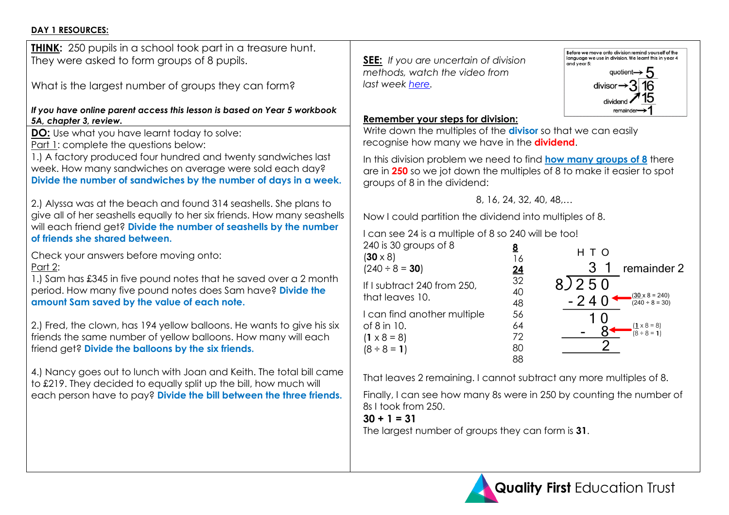**DAY 1 RESOURCES:**

**THINK:** 250 pupils in a school took part in a treasure hunt. They were asked to form groups of 8 pupils.

What is the largest number of groups they can form?

***If you have online parent access this lesson is based on Year 5 workbook 5A, chapter 3, review.***

**DO:** Use what you have learnt today to solve:

Part 1: complete the questions below:

1.) A factory produced four hundred and twenty sandwiches last week. How many sandwiches on average were sold each day? **Divide the number of sandwiches by the number of days in a week.**

2.) Alyssa was at the beach and found 314 seashells. She plans to give all of her seashells equally to her six friends. How many seashells will each friend get? **Divide the number of seashells by the number of friends she shared between.**

Check your answers before moving onto:

Part 2:

1.) Sam has £345 in five pound notes that he saved over a 2 month period. How many five pound notes does Sam have? **Divide the amount Sam saved by the value of each note.**

2.) Fred, the clown, has 194 yellow balloons. He wants to give his six friends the same number of yellow balloons. How many will each friend get? **Divide the balloons by the six friends.**

4.) Nancy goes out to lunch with Joan and Keith. The total bill came to £219. They decided to equally split up the bill, how much will each person have to pay? **Divide the bill between the three friends.**

**SEE:** *If you are uncertain of division methods, watch the video from last week [here](here).*

Before we move onto division remind yourself of the language we use in division. We learnt this in year 4 and year 5:

quotient → 5
divisor → 3 ) 16 ← dividend
15
remainder → 1

**Remember your steps for division:**

Write down the multiples of the **divisor** so that we can easily recognise how many we have in the **dividend**.

In this division problem we need to find **how many groups of 8** there are in **250** so we jot down the multiples of 8 to make it easier to spot groups of 8 in the dividend:

8, 16, 24, 32, 40, 48,…

Now I could partition the dividend into multiples of 8.

I can see 24 is a multiple of 8 so 240 will be too!

240 is 30 groups of 8
(**30** x 8)
(240 ÷ 8 = **30**)

If I subtract 240 from 250, that leaves 10.

I can find another multiple of 8 in 10.
(**1** x 8 = 8)
(8 ÷ 8 = **1**)

**8**, 16, **24**, 32, 40, 48, 56, 64, 72, 80, 88

```
   H T O
     3 1   remainder 2
 8)2 5 0
 - 2 4 0   ← (30 x 8 = 240) (240 ÷ 8 = 30)
     1 0
   -   8   ← (1 x 8 = 8) (8 ÷ 8 = 1)
       2
```

That leaves 2 remaining. I cannot subtract any more multiples of 8.

Finally, I can see how many 8s were in 250 by counting the number of 8s I took from 250.

**30 + 1 = 31**

The largest number of groups they can form is **31**.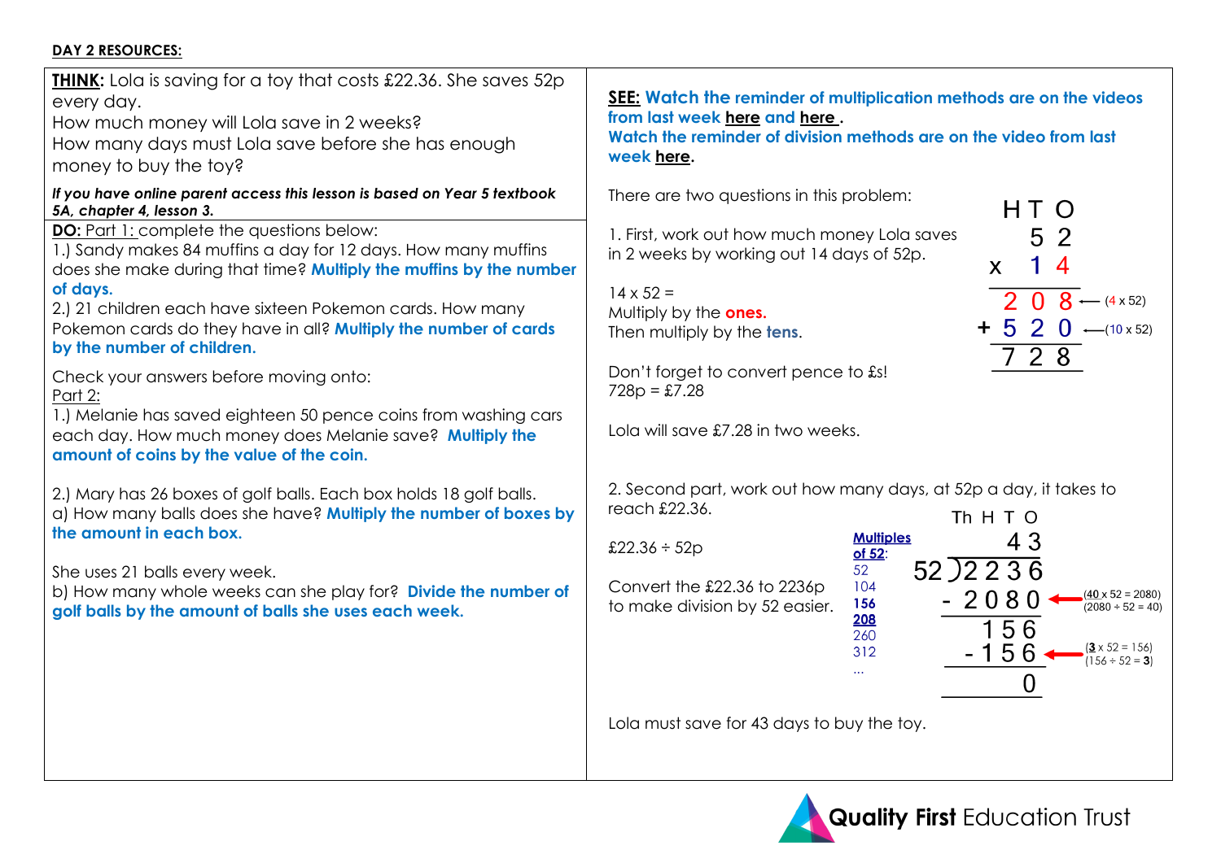**DAY 2 RESOURCES:**

**THINK:** Lola is saving for a toy that costs £22.36. She saves 52p every day.
How much money will Lola save in 2 weeks?
How many days must Lola save before she has enough money to buy the toy?

***If you have online parent access this lesson is based on Year 5 textbook 5A, chapter 4, lesson 3.***

**DO:** Part 1: complete the questions below:

1.) Sandy makes 84 muffins a day for 12 days. How many muffins does she make during that time? **Multiply the muffins by the number of days.**

2.) 21 children each have sixteen Pokemon cards. How many Pokemon cards do they have in all? **Multiply the number of cards by the number of children.**

Check your answers before moving onto:

Part 2:

1.) Melanie has saved eighteen 50 pence coins from washing cars each day. How much money does Melanie save? **Multiply the amount of coins by the value of the coin.**

2.) Mary has 26 boxes of golf balls. Each box holds 18 golf balls.
a) How many balls does she have? **Multiply the number of boxes by the amount in each box.**

She uses 21 balls every week.
b) How many whole weeks can she play for? **Divide the number of golf balls by the amount of balls she uses each week.**

**SEE: Watch the reminder of multiplication methods are on the videos from last week here and here .**
**Watch the reminder of division methods are on the video from last week here.**

There are two questions in this problem:

1. First, work out how much money Lola saves in 2 weeks by working out 14 days of 52p.

14 x 52 =
Multiply by the **ones.**
Then multiply by the **tens**.

| | H | T | O | |
|---|---|---|---|---|
| | | 5 | 2 | |
| x | | 1 | 4 | |
| | 2 | 0 | 8 | ← (4 x 52) |
| + | 5 | 2 | 0 | ← (10 x 52) |
| | 7 | 2 | 8 | |

Don't forget to convert pence to £s!
728p = £7.28

Lola will save £7.28 in two weeks.

2. Second part, work out how many days, at 52p a day, it takes to reach £22.36.

£22.36 ÷ 52p

Convert the £22.36 to 2236p to make division by 52 easier.

**Multiples of 52:**
52
104
**156**
**208**
260
312
...

| | Th | H | T | O | |
|---|---|---|---|---|---|
| | | | 4 | 3 | |
| 52 ) | 2 | 2 | 3 | 6 | |
| - | 2 | 0 | 8 | 0 | ← (**40** x 52 = 2080) (2080 ÷ 52 = 40) |
| | | 1 | 5 | 6 | |
| | - | 1 | 5 | 6 | ← (**3** x 52 = 156) (156 ÷ 52 = **3**) |
| | | | | 0 | |

Lola must save for 43 days to buy the toy.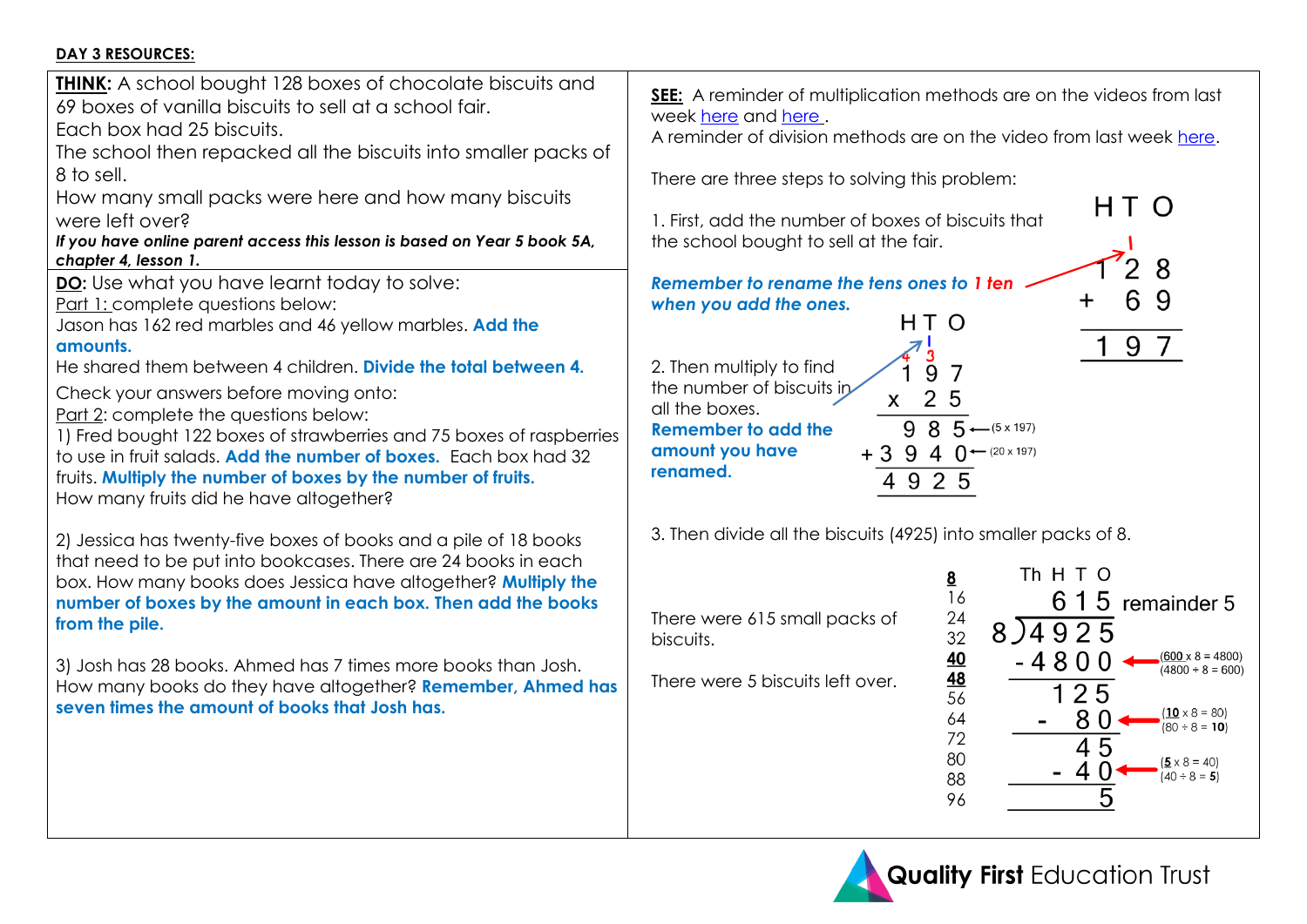**DAY 3 RESOURCES:**

**THINK:** A school bought 128 boxes of chocolate biscuits and 69 boxes of vanilla biscuits to sell at a school fair.
Each box had 25 biscuits.
The school then repacked all the biscuits into smaller packs of 8 to sell.
How many small packs were here and how many biscuits were left over?

***If you have online parent access this lesson is based on Year 5 book 5A, chapter 4, lesson 1.***

**DO:** Use what you have learnt today to solve:

Part 1: complete questions below:

Jason has 162 red marbles and 46 yellow marbles. **Add the amounts.**

He shared them between 4 children. **Divide the total between 4.**

Check your answers before moving onto:

Part 2: complete the questions below:

1) Fred bought 122 boxes of strawberries and 75 boxes of raspberries to use in fruit salads. **Add the number of boxes.** Each box had 32 fruits. **Multiply the number of boxes by the number of fruits.**
How many fruits did he have altogether?

2) Jessica has twenty-five boxes of books and a pile of 18 books that need to be put into bookcases. There are 24 books in each box. How many books does Jessica have altogether? **Multiply the number of boxes by the amount in each box. Then add the books from the pile.**

3) Josh has 28 books. Ahmed has 7 times more books than Josh. How many books do they have altogether? **Remember, Ahmed has seven times the amount of books that Josh has.**

**SEE:** A reminder of multiplication methods are on the videos from last week here and here.
A reminder of division methods are on the video from last week here.

There are three steps to solving this problem:

1. First, add the number of boxes of biscuits that the school bought to sell at the fair.

***Remember to rename the tens ones to 1 ten when you add the ones.***

```
  H T O
    1
  1 2 8
+   6 9
-------
  1 9 7
```

2. Then multiply to find the number of biscuits in all the boxes.

***Remember to add the amount you have renamed.***

```
    H T O
    4 3
    1 9 7
  x   2 5
  -------
    9 8 5  ← (5 x 197)
+ 3 9 4 0  ← (20 x 197)
  -------
  4 9 2 5
```

3. Then divide all the biscuits (4925) into smaller packs of 8.

There were 615 small packs of biscuits.

There were 5 biscuits left over.

```
8            Th H T O
16              6 1 5  remainder 5
24         8 ) 4 9 2 5
32           - 4 8 0 0  ← (600 x 8 = 4800) (4800 ÷ 8 = 600)
40             -------
48               1 2 5
56           -     8 0  ← (10 x 8 = 80) (80 ÷ 8 = 10)
64             -------
72                 4 5
80           -     4 0  ← (5 x 8 = 40) (40 ÷ 8 = 5)
88             -------
96                   5
```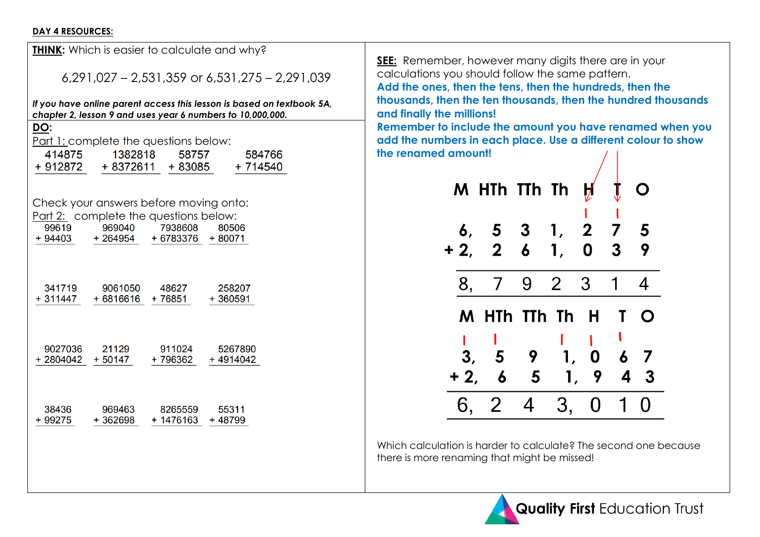**DAY 4 RESOURCES:**

**THINK**: Which is easier to calculate and why?

6,291,027 – 2,531,359 or 6,531,275 – 2,291,039

***If you have online parent access this lesson is based on textbook 5A, chapter 2, lesson 9 and uses year 6 numbers to 10,000,000.***

**DO**:

Part 1: complete the questions below:

| | | | |
|---|---|---|---|
| 414875 + 912872 | 1382818 + 8372611 | 58757 + 83085 | 584766 + 714540 |

Check your answers before moving onto:

Part 2: complete the questions below:

| | | | |
|---|---|---|---|
| 99619 + 94403 | 969040 + 264954 | 7938608 + 6783376 | 80506 + 80071 |
| 341719 + 311447 | 9061050 + 6816616 | 48627 + 76851 | 258207 + 360591 |
| 9027036 + 2804042 | 21129 + 50147 | 911024 + 796362 | 5267890 + 4914042 |
| 38436 + 99275 | 969463 + 362698 | 8265559 + 1476163 | 55311 + 48799 |

**SEE:** Remember, however many digits there are in your calculations you should follow the same pattern.

**Add the ones, then the tens, then the hundreds, then the thousands, then the ten thousands, then the hundred thousands and finally the millions!**

**Remember to include the amount you have renamed when you add the numbers in each place. Use a different colour to show the renamed amount!**

| | M | HTh | TTh | Th | H | T | O |
|---|---|---|---|---|---|---|---|
| | | | | | 1 | 1 | |
| | 6, | 5 | 3 | 1, | 2 | 7 | 5 |
| + | 2, | 2 | 6 | 1, | 0 | 3 | 9 |
| | 8, | 7 | 9 | 2 | 3 | 1 | 4 |

| | M | HTh | TTh | Th | H | T | O |
|---|---|---|---|---|---|---|---|
| | 1 | 1 | | 1 | 1 | 1 | |
| | 3, | 5 | 9 | 1, | 0 | 6 | 7 |
| + | 2, | 6 | 5 | 1, | 9 | 4 | 3 |
| | 6, | 2 | 4 | 3, | 0 | 1 | 0 |

Which calculation is harder to calculate? The second one because there is more renaming that might be missed!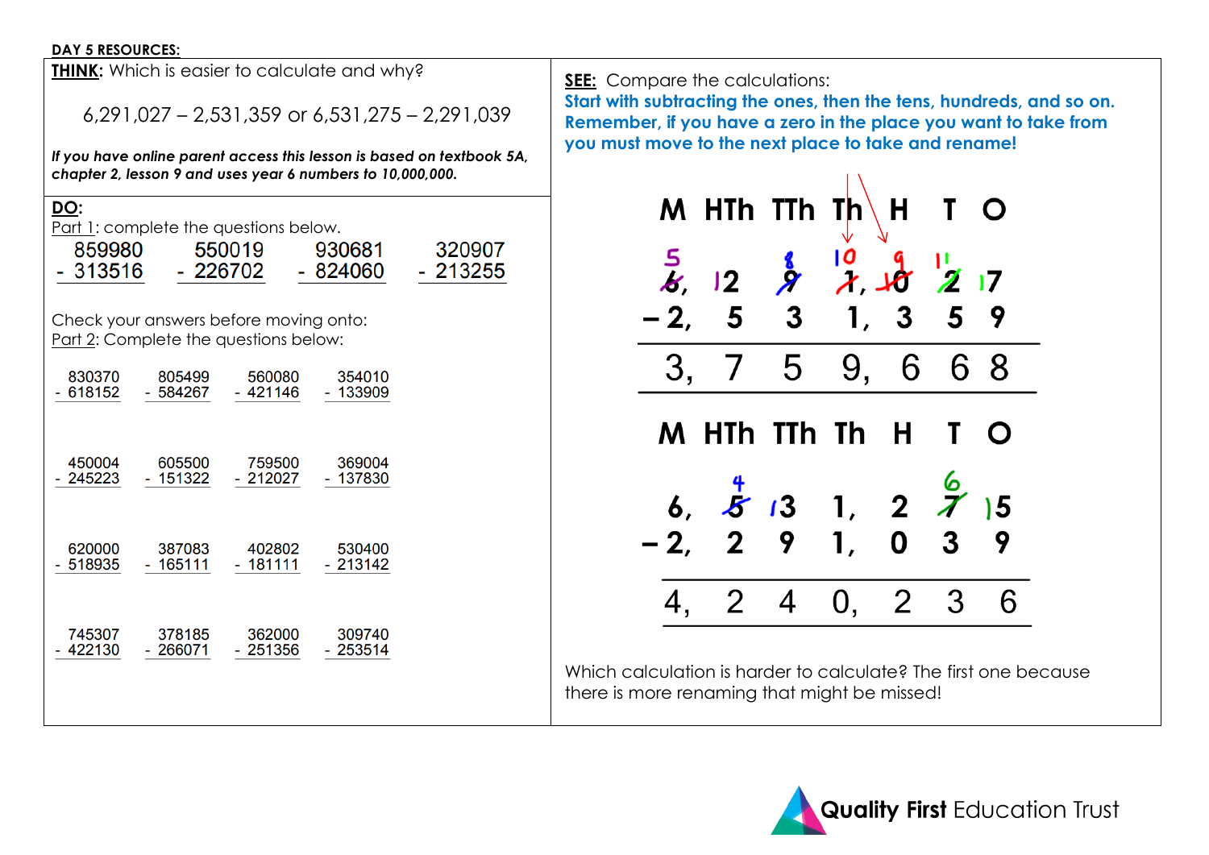**DAY 5 RESOURCES:**

**THINK:** Which is easier to calculate and why?

6,291,027 – 2,531,359 or 6,531,275 – 2,291,039

***If you have online parent access this lesson is based on textbook 5A, chapter 2, lesson 9 and uses year 6 numbers to 10,000,000.***

**DO:**

Part 1: complete the questions below.

```
  859980     550019     930681     320907
- 313516   - 226702   - 824060   - 213255
```

Check your answers before moving onto:

Part 2: Complete the questions below:

```
  830370     805499     560080     354010
- 618152   - 584267   - 421146   - 133909

  450004     605500     759500     369004
- 245223   - 151322   - 212027   - 137830

  620000     387083     402802     530400
- 518935   - 165111   - 181111   - 213142

  745307     378185     362000     309740
- 422130   - 266071   - 251356   - 253514
```

**SEE:** Compare the calculations:

**Start with subtracting the ones, then the tens, hundreds, and so on. Remember, if you have a zero in the place you want to take from you must move to the next place to take and rename!**

| M | HTh | TTh | Th | H | T | O |
|---|---|---|---|---|---|---|
| ~~6~~ 5, | 12 | ~~9~~ 8 | ~~1~~ 10, | ~~10~~ 9 | ~~2~~ 11 | 17 |
| – 2, | 5 | 3 | 1, | 3 | 5 | 9 |
| 3, | 7 | 5 | 9, | 6 | 6 | 8 |

| M | HTh | TTh | Th | H | T | O |
|---|---|---|---|---|---|---|
| 6, | ~~5~~ 4 | 13 | 1, | 2 | ~~7~~ 6 | 15 |
| – 2, | 2 | 9 | 1, | 0 | 3 | 9 |
| 4, | 2 | 4 | 0, | 2 | 3 | 6 |

Which calculation is harder to calculate? The first one because there is more renaming that might be missed!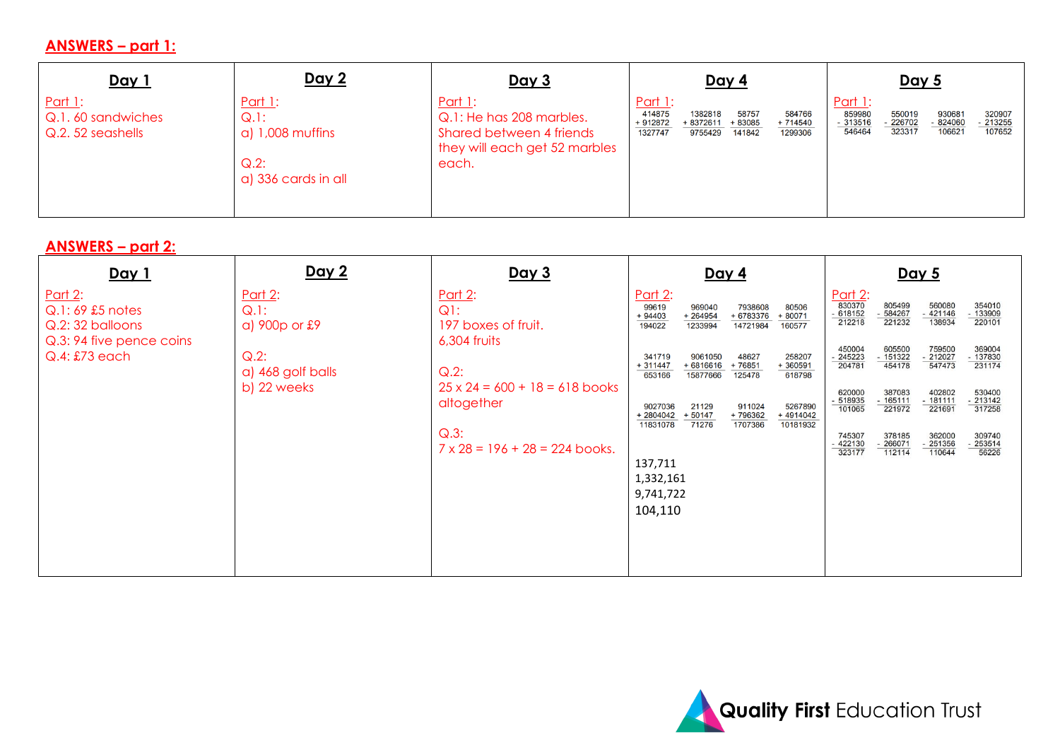## ANSWERS – part 1:

| Day 1 | Day 2 | Day 3 | Day 4 | Day 5 |
|---|---|---|---|---|
| Part 1:<br>Q.1. 60 sandwiches<br>Q.2. 52 seashells | Part 1:<br>Q.1:<br>a) 1,008 muffins<br><br>Q.2:<br>a) 336 cards in all | Part 1:<br>Q.1: He has 208 marbles. Shared between 4 friends they will each get 52 marbles each. | Part 1:<br>414875 + 912872 = 1327747<br>1382818 + 8372611 = 9755429<br>58757 + 83085 = 141842<br>584766 + 714540 = 1299306 | Part 1:<br>859980 - 313516 = 546464<br>550019 - 226702 = 323317<br>930681 - 824060 = 106621<br>320907 - 213255 = 107652 |

## ANSWERS – part 2:

| Day 1 | Day 2 | Day 3 | Day 4 | Day 5 |
|---|---|---|---|---|
| Part 2:<br>Q.1: 69 £5 notes<br>Q.2: 32 balloons<br>Q.3: 94 five pence coins<br>Q.4: £73 each | Part 2:<br>Q.1:<br>a) 900p or £9<br><br>Q.2:<br>a) 468 golf balls<br>b) 22 weeks | Part 2:<br>Q1:<br>197 boxes of fruit.<br>6,304 fruits<br><br>Q.2:<br>25 x 24 = 600 + 18 = 618 books altogether<br><br>Q.3:<br>7 x 28 = 196 + 28 = 224 books. | Part 2:<br>99619 + 94403 = 194022<br>969040 + 264954 = 1233994<br>7938608 + 6783376 = 14721984<br>80506 + 80071 = 160577<br>341719 + 311447 = 653166<br>9061050 + 6816616 = 15877666<br>48627 + 76851 = 125478<br>258207 + 360591 = 618798<br>9027036 + 2804042 = 11831078<br>21129 + 50147 = 71276<br>911024 + 796362 = 1707386<br>5267890 + 4914042 = 10181932<br><br>137,711<br>1,332,161<br>9,741,722<br>104,110 | Part 2:<br>830370 - 618152 = 212218<br>805499 - 584267 = 221232<br>560080 - 421146 = 138934<br>354010 - 133909 = 220101<br>450004 - 245223 = 204781<br>605500 - 151322 = 454178<br>759500 - 212027 = 547473<br>369004 - 137830 = 231174<br>620000 - 518935 = 101065<br>387083 - 165111 = 221972<br>402802 - 181111 = 221691<br>530400 - 213142 = 317258<br>745307 - 422130 = 323177<br>378185 - 266071 = 112114<br>362000 - 251356 = 110644<br>309740 - 253514 = 56226 |

Quality First Education Trust